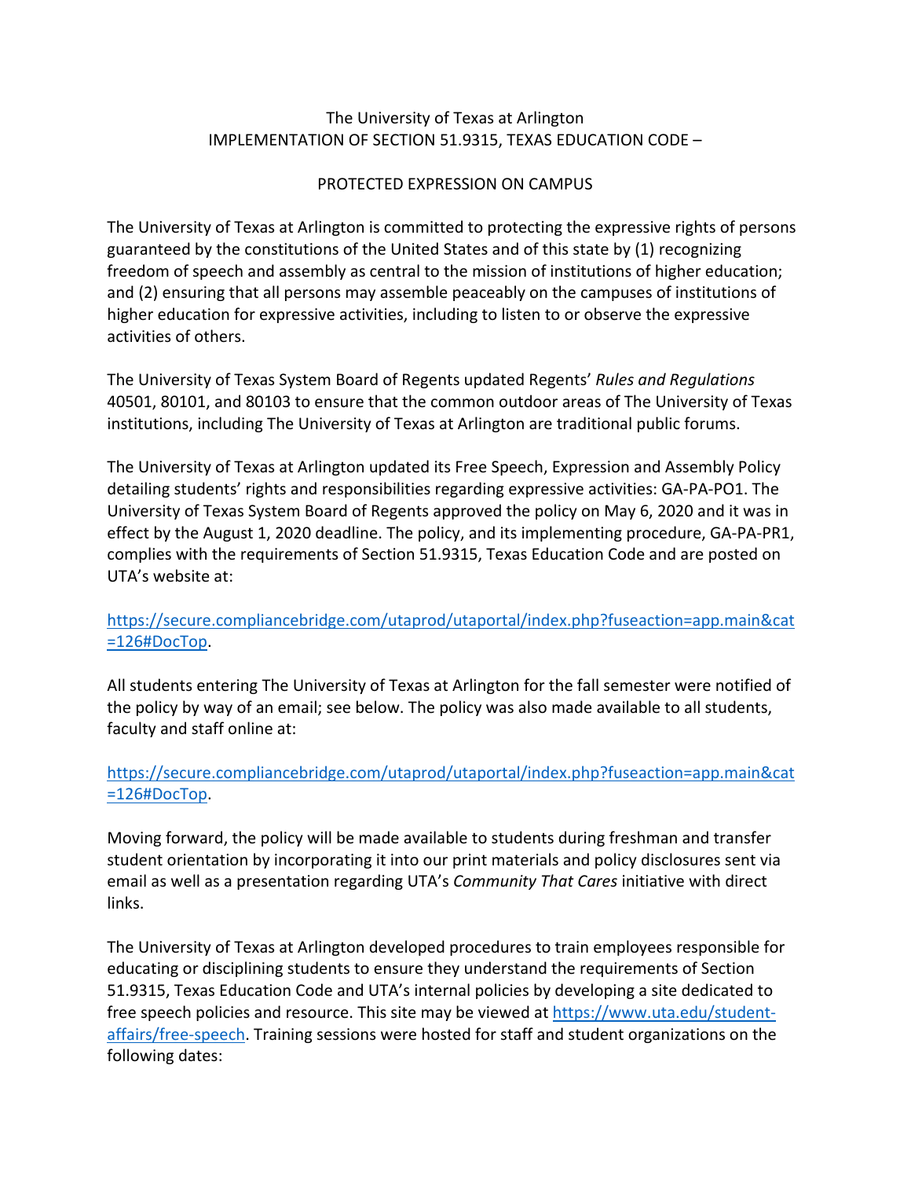# The University of Texas at Arlington
# IMPLEMENTATION OF SECTION 51.9315, TEXAS EDUCATION CODE –

## PROTECTED EXPRESSION ON CAMPUS

The University of Texas at Arlington is committed to protecting the expressive rights of persons guaranteed by the constitutions of the United States and of this state by (1) recognizing freedom of speech and assembly as central to the mission of institutions of higher education; and (2) ensuring that all persons may assemble peaceably on the campuses of institutions of higher education for expressive activities, including to listen to or observe the expressive activities of others.

The University of Texas System Board of Regents updated Regents' *Rules and Regulations* 40501, 80101, and 80103 to ensure that the common outdoor areas of The University of Texas institutions, including The University of Texas at Arlington are traditional public forums.

The University of Texas at Arlington updated its Free Speech, Expression and Assembly Policy detailing students' rights and responsibilities regarding expressive activities: GA-PA-PO1. The University of Texas System Board of Regents approved the policy on May 6, 2020 and it was in effect by the August 1, 2020 deadline. The policy, and its implementing procedure, GA-PA-PR1, complies with the requirements of Section 51.9315, Texas Education Code and are posted on UTA's website at:

[https://secure.compliancebridge.com/utaprod/utaportal/index.php?fuseaction=app.main&cat=126#DocTop](https://secure.compliancebridge.com/utaprod/utaportal/index.php?fuseaction=app.main&cat=126#DocTop).

All students entering The University of Texas at Arlington for the fall semester were notified of the policy by way of an email; see below. The policy was also made available to all students, faculty and staff online at:

[https://secure.compliancebridge.com/utaprod/utaportal/index.php?fuseaction=app.main&cat=126#DocTop](https://secure.compliancebridge.com/utaprod/utaportal/index.php?fuseaction=app.main&cat=126#DocTop).

Moving forward, the policy will be made available to students during freshman and transfer student orientation by incorporating it into our print materials and policy disclosures sent via email as well as a presentation regarding UTA's *Community That Cares* initiative with direct links.

The University of Texas at Arlington developed procedures to train employees responsible for educating or disciplining students to ensure they understand the requirements of Section 51.9315, Texas Education Code and UTA's internal policies by developing a site dedicated to free speech policies and resource. This site may be viewed at [https://www.uta.edu/student-affairs/free-speech](https://www.uta.edu/student-affairs/free-speech). Training sessions were hosted for staff and student organizations on the following dates: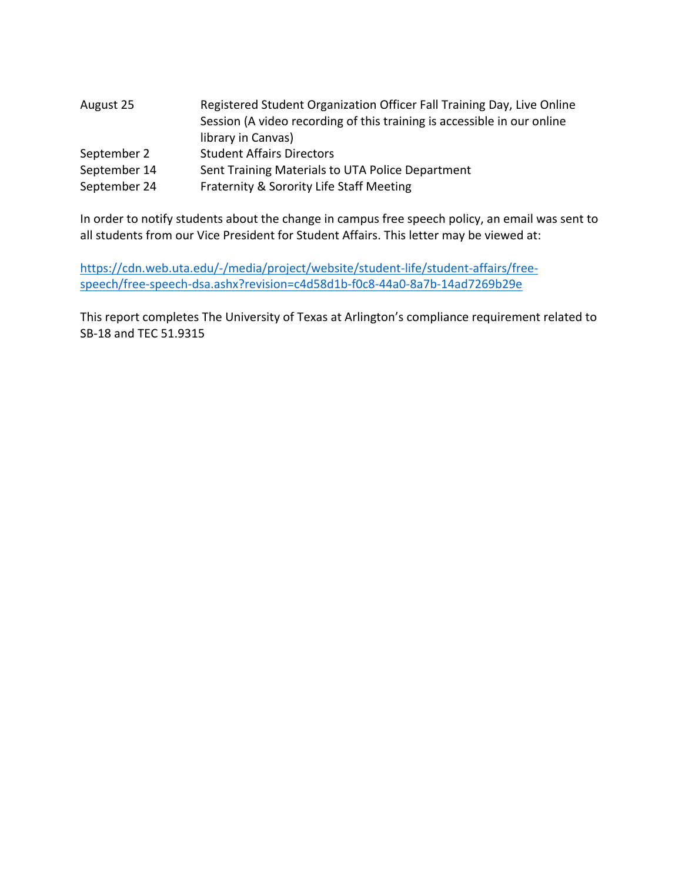| | |
|---|---|
| August 25 | Registered Student Organization Officer Fall Training Day, Live Online Session (A video recording of this training is accessible in our online library in Canvas) |
| September 2 | Student Affairs Directors |
| September 14 | Sent Training Materials to UTA Police Department |
| September 24 | Fraternity & Sorority Life Staff Meeting |

In order to notify students about the change in campus free speech policy, an email was sent to all students from our Vice President for Student Affairs. This letter may be viewed at:

https://cdn.web.uta.edu/-/media/project/website/student-life/student-affairs/free-speech/free-speech-dsa.ashx?revision=c4d58d1b-f0c8-44a0-8a7b-14ad7269b29e

This report completes The University of Texas at Arlington's compliance requirement related to SB-18 and TEC 51.9315